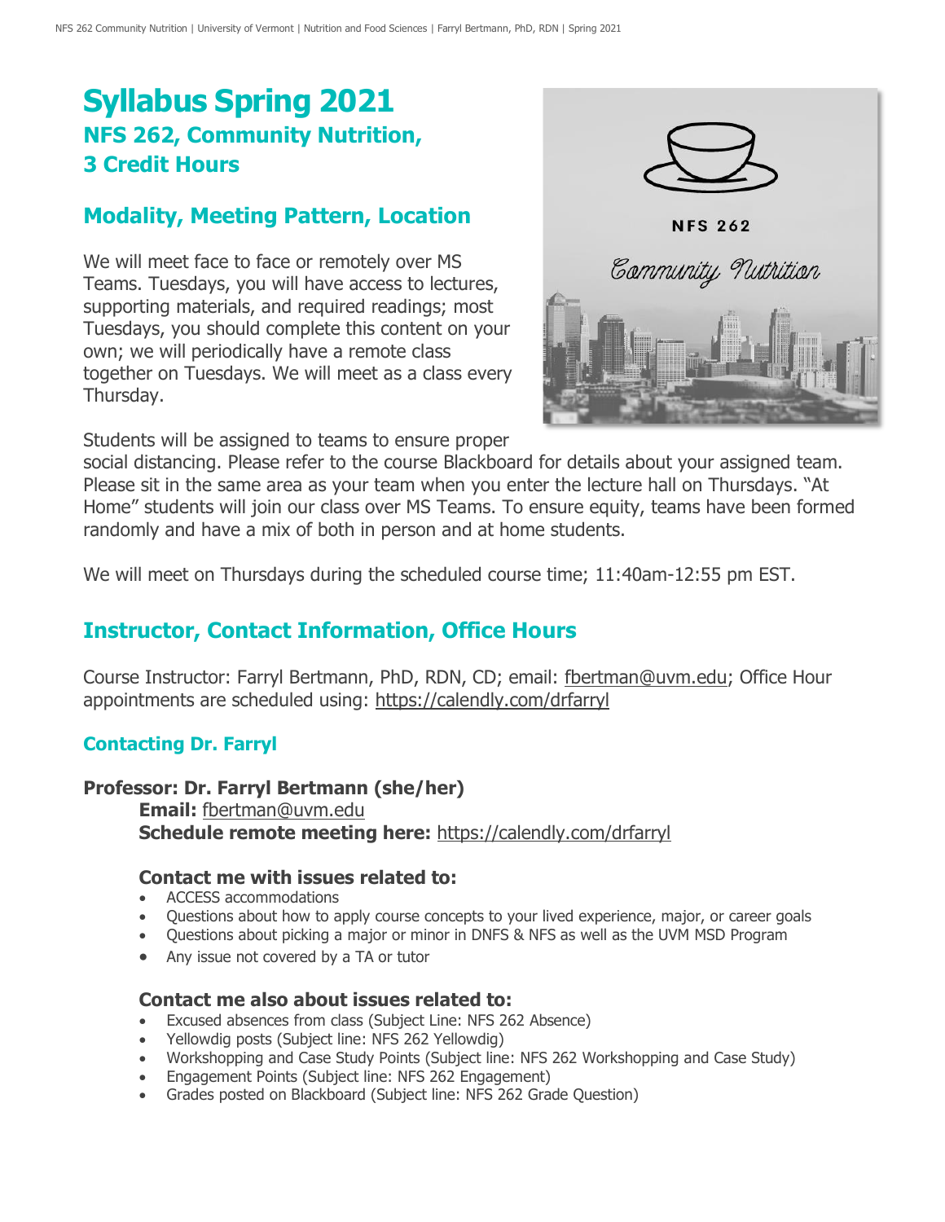# Syllabus Spring 2021

## NFS 262, Community Nutrition, 3 Credit Hours

## Modality, Meeting Pattern, Location

We will meet face to face or remotely over MS Teams. Tuesdays, you will have access to lectures, supporting materials, and required readings; most Tuesdays, you should complete this content on your own; we will periodically have a remote class together on Tuesdays. We will meet as a class every Thursday.

Students will be assigned to teams to ensure proper social distancing. Please refer to the course Blackboard for details about your assigned team. Please sit in the same area as your team when you enter the lecture hall on Thursdays. "At Home" students will join our class over MS Teams. To ensure equity, teams have been formed randomly and have a mix of both in person and at home students.

We will meet on Thursdays during the scheduled course time; 11:40am-12:55 pm EST.

## Instructor, Contact Information, Office Hours

Course Instructor: Farryl Bertmann, PhD, RDN, CD; email: fbertman@uvm.edu; Office Hour appointments are scheduled using: https://calendly.com/drfarryl

### Contacting Dr. Farryl

**Professor: Dr. Farryl Bertmann (she/her)**

**Email:** fbertman@uvm.edu

**Schedule remote meeting here:** https://calendly.com/drfarryl

#### Contact me with issues related to:

- ACCESS accommodations
- Questions about how to apply course concepts to your lived experience, major, or career goals
- Questions about picking a major or minor in DNFS & NFS as well as the UVM MSD Program
- Any issue not covered by a TA or tutor

#### Contact me also about issues related to:

- Excused absences from class (Subject Line: NFS 262 Absence)
- Yellowdig posts (Subject line: NFS 262 Yellowdig)
- Workshopping and Case Study Points (Subject line: NFS 262 Workshopping and Case Study)
- Engagement Points (Subject line: NFS 262 Engagement)
- Grades posted on Blackboard (Subject line: NFS 262 Grade Question)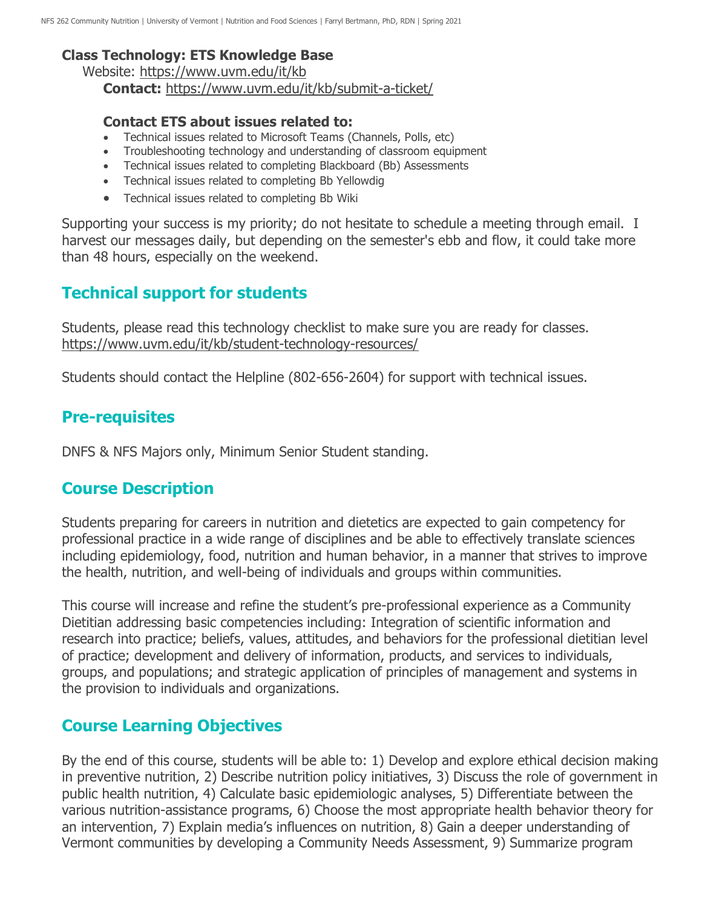**Class Technology: ETS Knowledge Base**

Website: https://www.uvm.edu/it/kb

**Contact:** https://www.uvm.edu/it/kb/submit-a-ticket/

**Contact ETS about issues related to:**

- Technical issues related to Microsoft Teams (Channels, Polls, etc)
- Troubleshooting technology and understanding of classroom equipment
- Technical issues related to completing Blackboard (Bb) Assessments
- Technical issues related to completing Bb Yellowdig
- Technical issues related to completing Bb Wiki

Supporting your success is my priority; do not hesitate to schedule a meeting through email. I harvest our messages daily, but depending on the semester's ebb and flow, it could take more than 48 hours, especially on the weekend.

## Technical support for students

Students, please read this technology checklist to make sure you are ready for classes. https://www.uvm.edu/it/kb/student-technology-resources/

Students should contact the Helpline (802-656-2604) for support with technical issues.

## Pre-requisites

DNFS & NFS Majors only, Minimum Senior Student standing.

## Course Description

Students preparing for careers in nutrition and dietetics are expected to gain competency for professional practice in a wide range of disciplines and be able to effectively translate sciences including epidemiology, food, nutrition and human behavior, in a manner that strives to improve the health, nutrition, and well-being of individuals and groups within communities.

This course will increase and refine the student's pre-professional experience as a Community Dietitian addressing basic competencies including: Integration of scientific information and research into practice; beliefs, values, attitudes, and behaviors for the professional dietitian level of practice; development and delivery of information, products, and services to individuals, groups, and populations; and strategic application of principles of management and systems in the provision to individuals and organizations.

## Course Learning Objectives

By the end of this course, students will be able to: 1) Develop and explore ethical decision making in preventive nutrition, 2) Describe nutrition policy initiatives, 3) Discuss the role of government in public health nutrition, 4) Calculate basic epidemiologic analyses, 5) Differentiate between the various nutrition-assistance programs, 6) Choose the most appropriate health behavior theory for an intervention, 7) Explain media's influences on nutrition, 8) Gain a deeper understanding of Vermont communities by developing a Community Needs Assessment, 9) Summarize program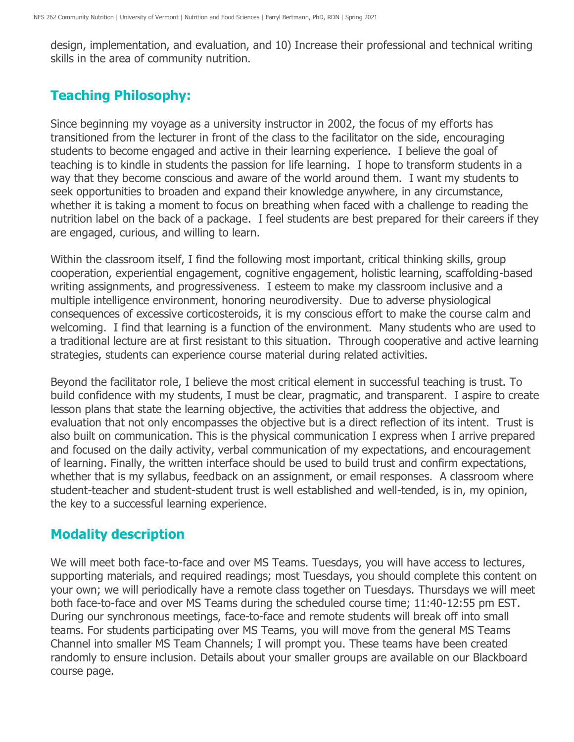design, implementation, and evaluation, and 10) Increase their professional and technical writing skills in the area of community nutrition.

## Teaching Philosophy:

Since beginning my voyage as a university instructor in 2002, the focus of my efforts has transitioned from the lecturer in front of the class to the facilitator on the side, encouraging students to become engaged and active in their learning experience. I believe the goal of teaching is to kindle in students the passion for life learning. I hope to transform students in a way that they become conscious and aware of the world around them. I want my students to seek opportunities to broaden and expand their knowledge anywhere, in any circumstance, whether it is taking a moment to focus on breathing when faced with a challenge to reading the nutrition label on the back of a package. I feel students are best prepared for their careers if they are engaged, curious, and willing to learn.

Within the classroom itself, I find the following most important, critical thinking skills, group cooperation, experiential engagement, cognitive engagement, holistic learning, scaffolding-based writing assignments, and progressiveness. I esteem to make my classroom inclusive and a multiple intelligence environment, honoring neurodiversity. Due to adverse physiological consequences of excessive corticosteroids, it is my conscious effort to make the course calm and welcoming. I find that learning is a function of the environment. Many students who are used to a traditional lecture are at first resistant to this situation. Through cooperative and active learning strategies, students can experience course material during related activities.

Beyond the facilitator role, I believe the most critical element in successful teaching is trust. To build confidence with my students, I must be clear, pragmatic, and transparent. I aspire to create lesson plans that state the learning objective, the activities that address the objective, and evaluation that not only encompasses the objective but is a direct reflection of its intent. Trust is also built on communication. This is the physical communication I express when I arrive prepared and focused on the daily activity, verbal communication of my expectations, and encouragement of learning. Finally, the written interface should be used to build trust and confirm expectations, whether that is my syllabus, feedback on an assignment, or email responses. A classroom where student-teacher and student-student trust is well established and well-tended, is in, my opinion, the key to a successful learning experience.

## Modality description

We will meet both face-to-face and over MS Teams. Tuesdays, you will have access to lectures, supporting materials, and required readings; most Tuesdays, you should complete this content on your own; we will periodically have a remote class together on Tuesdays. Thursdays we will meet both face-to-face and over MS Teams during the scheduled course time; 11:40-12:55 pm EST. During our synchronous meetings, face-to-face and remote students will break off into small teams. For students participating over MS Teams, you will move from the general MS Teams Channel into smaller MS Team Channels; I will prompt you. These teams have been created randomly to ensure inclusion. Details about your smaller groups are available on our Blackboard course page.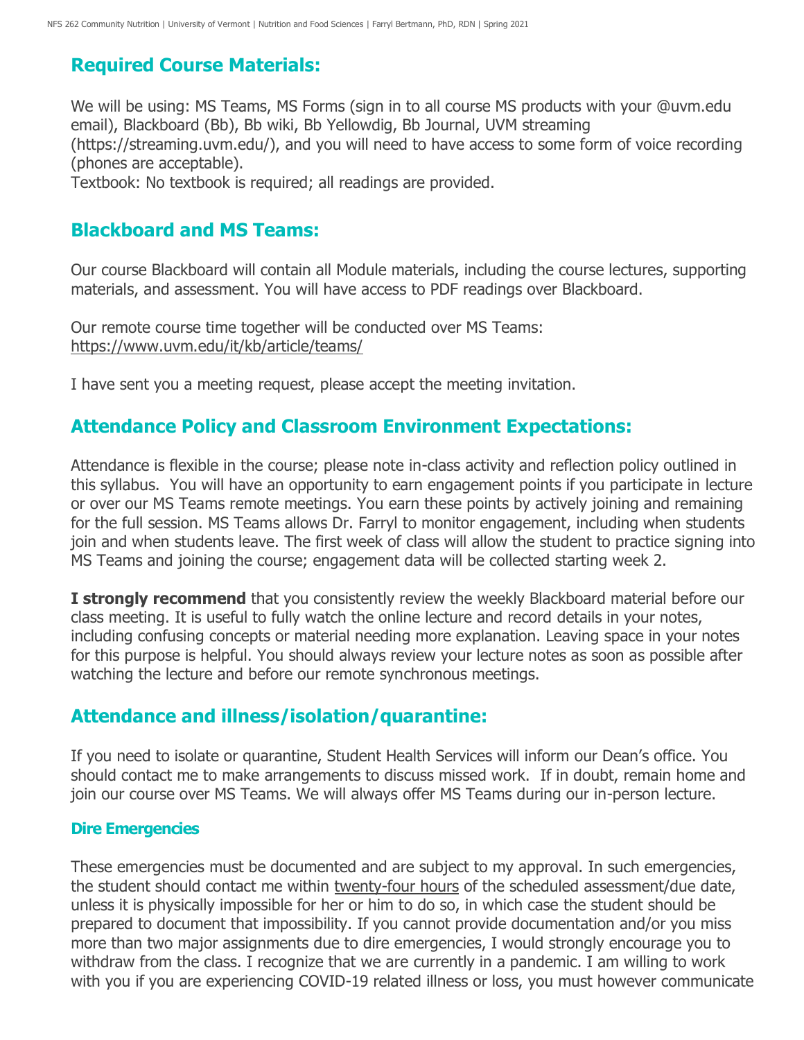## Required Course Materials:

We will be using: MS Teams, MS Forms (sign in to all course MS products with your @uvm.edu email), Blackboard (Bb), Bb wiki, Bb Yellowdig, Bb Journal, UVM streaming (https://streaming.uvm.edu/), and you will need to have access to some form of voice recording (phones are acceptable).
Textbook: No textbook is required; all readings are provided.

## Blackboard and MS Teams:

Our course Blackboard will contain all Module materials, including the course lectures, supporting materials, and assessment. You will have access to PDF readings over Blackboard.

Our remote course time together will be conducted over MS Teams: https://www.uvm.edu/it/kb/article/teams/

I have sent you a meeting request, please accept the meeting invitation.

## Attendance Policy and Classroom Environment Expectations:

Attendance is flexible in the course; please note in-class activity and reflection policy outlined in this syllabus. You will have an opportunity to earn engagement points if you participate in lecture or over our MS Teams remote meetings. You earn these points by actively joining and remaining for the full session. MS Teams allows Dr. Farryl to monitor engagement, including when students join and when students leave. The first week of class will allow the student to practice signing into MS Teams and joining the course; engagement data will be collected starting week 2.

**I strongly recommend** that you consistently review the weekly Blackboard material before our class meeting. It is useful to fully watch the online lecture and record details in your notes, including confusing concepts or material needing more explanation. Leaving space in your notes for this purpose is helpful. You should always review your lecture notes as soon as possible after watching the lecture and before our remote synchronous meetings.

## Attendance and illness/isolation/quarantine:

If you need to isolate or quarantine, Student Health Services will inform our Dean's office. You should contact me to make arrangements to discuss missed work. If in doubt, remain home and join our course over MS Teams. We will always offer MS Teams during our in-person lecture.

### Dire Emergencies

These emergencies must be documented and are subject to my approval. In such emergencies, the student should contact me within twenty-four hours of the scheduled assessment/due date, unless it is physically impossible for her or him to do so, in which case the student should be prepared to document that impossibility. If you cannot provide documentation and/or you miss more than two major assignments due to dire emergencies, I would strongly encourage you to withdraw from the class. I recognize that we are currently in a pandemic. I am willing to work with you if you are experiencing COVID-19 related illness or loss, you must however communicate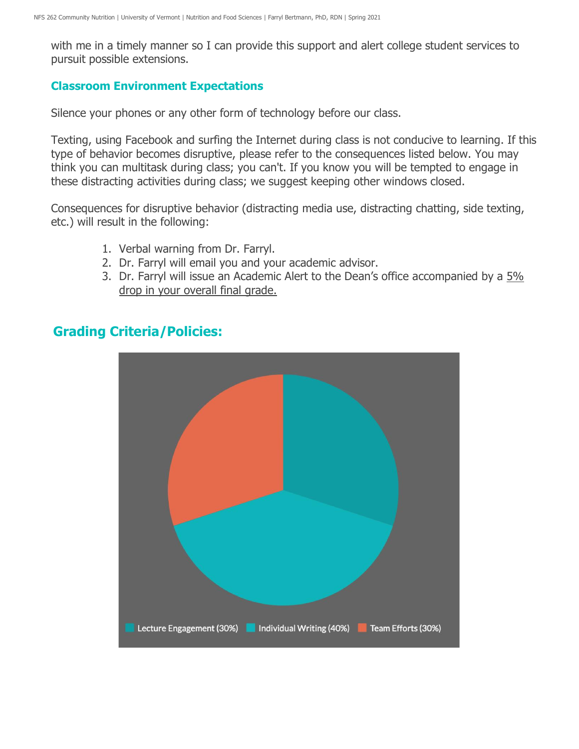with me in a timely manner so I can provide this support and alert college student services to pursuit possible extensions.

### Classroom Environment Expectations

Silence your phones or any other form of technology before our class.

Texting, using Facebook and surfing the Internet during class is not conducive to learning. If this type of behavior becomes disruptive, please refer to the consequences listed below. You may think you can multitask during class; you can't. If you know you will be tempted to engage in these distracting activities during class; we suggest keeping other windows closed.

Consequences for disruptive behavior (distracting media use, distracting chatting, side texting, etc.) will result in the following:

1. Verbal warning from Dr. Farryl.
2. Dr. Farryl will email you and your academic advisor.
3. Dr. Farryl will issue an Academic Alert to the Dean's office accompanied by a <u>5% drop in your overall final grade.</u>

## Grading Criteria/Policies:

Lecture Engagement (30%)
Individual Writing (40%)
Team Efforts (30%)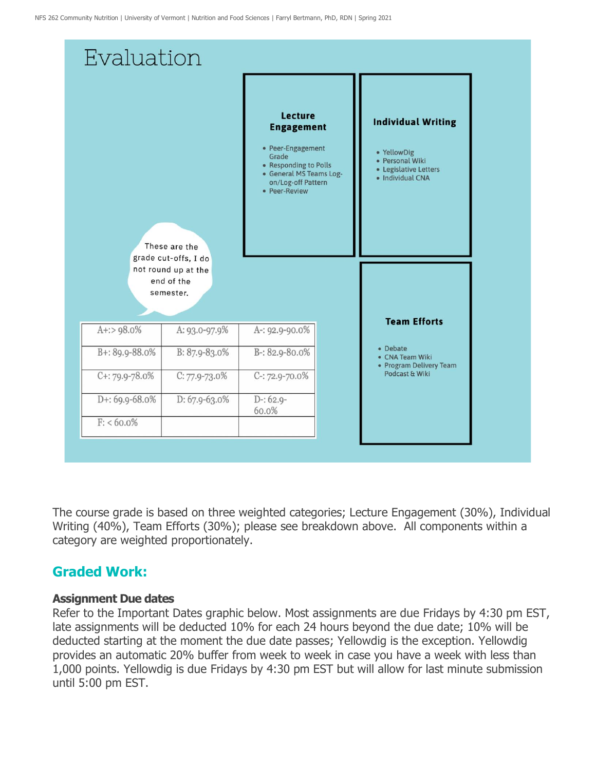# Evaluation

**Lecture Engagement**

- Peer-Engagement Grade
- Responding to Polls
- General MS Teams Log-on/Log-off Pattern
- Peer-Review

**Individual Writing**

- YellowDig
- Personal Wiki
- Legislative Letters
- Individual CNA

**Team Efforts**

- Debate
- CNA Team Wiki
- Program Delivery Team Podcast & Wiki

These are the grade cut-offs, I do not round up at the end of the semester.

| | | |
|---|---|---|
| A+:> 98.0% | A: 93.0-97.9% | A-: 92.9-90.0% |
| B+: 89.9-88.0% | B: 87.9-83.0% | B-: 82.9-80.0% |
| C+: 79.9-78.0% | C: 77.9-73.0% | C-: 72.9-70.0% |
| D+: 69.9-68.0% | D: 67.9-63.0% | D-: 62.9-60.0% |
| F: < 60.0% | | |

The course grade is based on three weighted categories; Lecture Engagement (30%), Individual Writing (40%), Team Efforts (30%); please see breakdown above. All components within a category are weighted proportionately.

## Graded Work:

### Assignment Due dates

Refer to the Important Dates graphic below. Most assignments are due Fridays by 4:30 pm EST, late assignments will be deducted 10% for each 24 hours beyond the due date; 10% will be deducted starting at the moment the due date passes; Yellowdig is the exception. Yellowdig provides an automatic 20% buffer from week to week in case you have a week with less than 1,000 points. Yellowdig is due Fridays by 4:30 pm EST but will allow for last minute submission until 5:00 pm EST.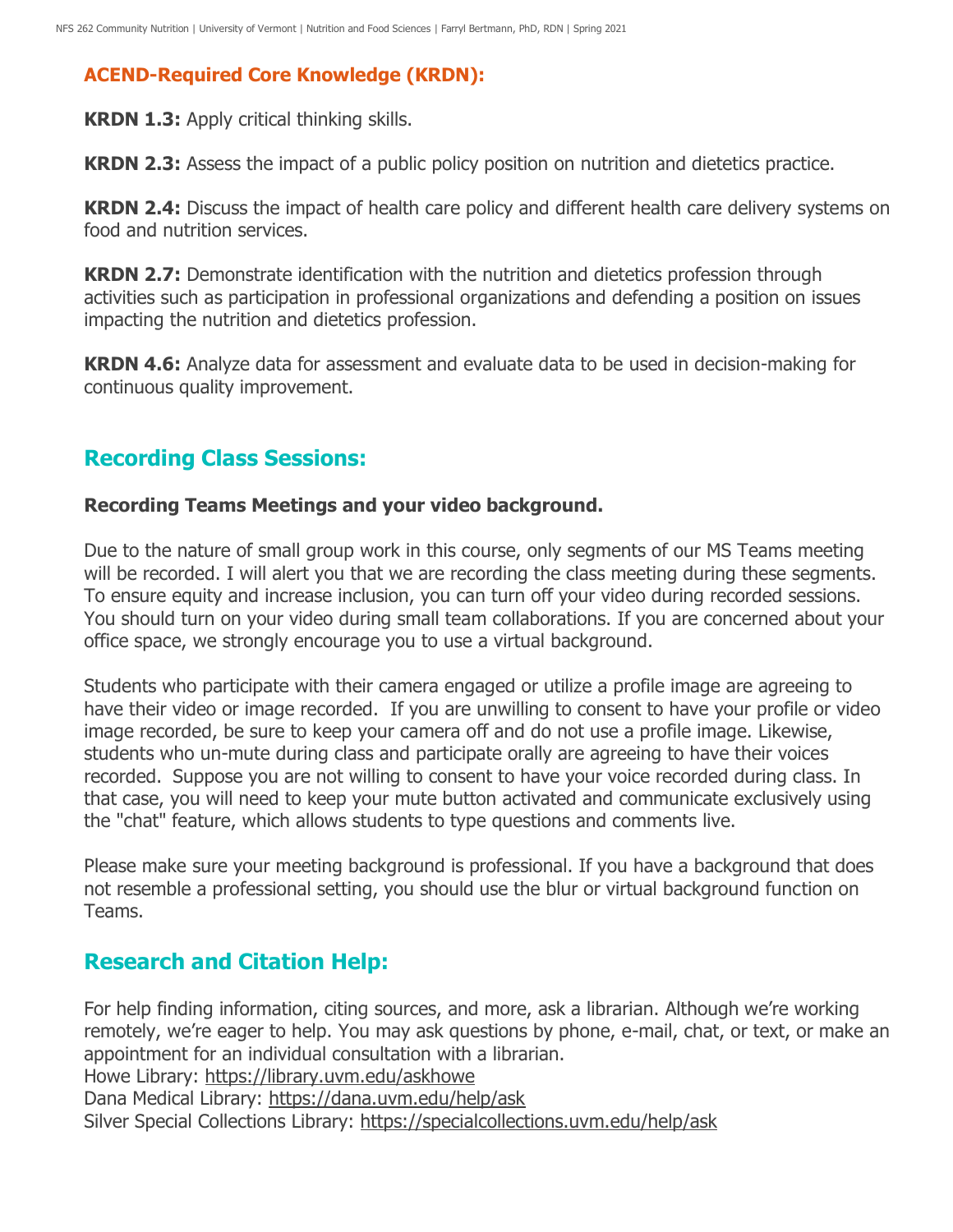### ACEND-Required Core Knowledge (KRDN):

**KRDN 1.3:** Apply critical thinking skills.

**KRDN 2.3:** Assess the impact of a public policy position on nutrition and dietetics practice.

**KRDN 2.4:** Discuss the impact of health care policy and different health care delivery systems on food and nutrition services.

**KRDN 2.7:** Demonstrate identification with the nutrition and dietetics profession through activities such as participation in professional organizations and defending a position on issues impacting the nutrition and dietetics profession.

**KRDN 4.6:** Analyze data for assessment and evaluate data to be used in decision-making for continuous quality improvement.

## Recording Class Sessions:

**Recording Teams Meetings and your video background.**

Due to the nature of small group work in this course, only segments of our MS Teams meeting will be recorded. I will alert you that we are recording the class meeting during these segments. To ensure equity and increase inclusion, you can turn off your video during recorded sessions. You should turn on your video during small team collaborations. If you are concerned about your office space, we strongly encourage you to use a virtual background.

Students who participate with their camera engaged or utilize a profile image are agreeing to have their video or image recorded. If you are unwilling to consent to have your profile or video image recorded, be sure to keep your camera off and do not use a profile image. Likewise, students who un-mute during class and participate orally are agreeing to have their voices recorded. Suppose you are not willing to consent to have your voice recorded during class. In that case, you will need to keep your mute button activated and communicate exclusively using the "chat" feature, which allows students to type questions and comments live.

Please make sure your meeting background is professional. If you have a background that does not resemble a professional setting, you should use the blur or virtual background function on Teams.

## Research and Citation Help:

For help finding information, citing sources, and more, ask a librarian. Although we're working remotely, we're eager to help. You may ask questions by phone, e-mail, chat, or text, or make an appointment for an individual consultation with a librarian.
Howe Library: https://library.uvm.edu/askhowe
Dana Medical Library: https://dana.uvm.edu/help/ask
Silver Special Collections Library: https://specialcollections.uvm.edu/help/ask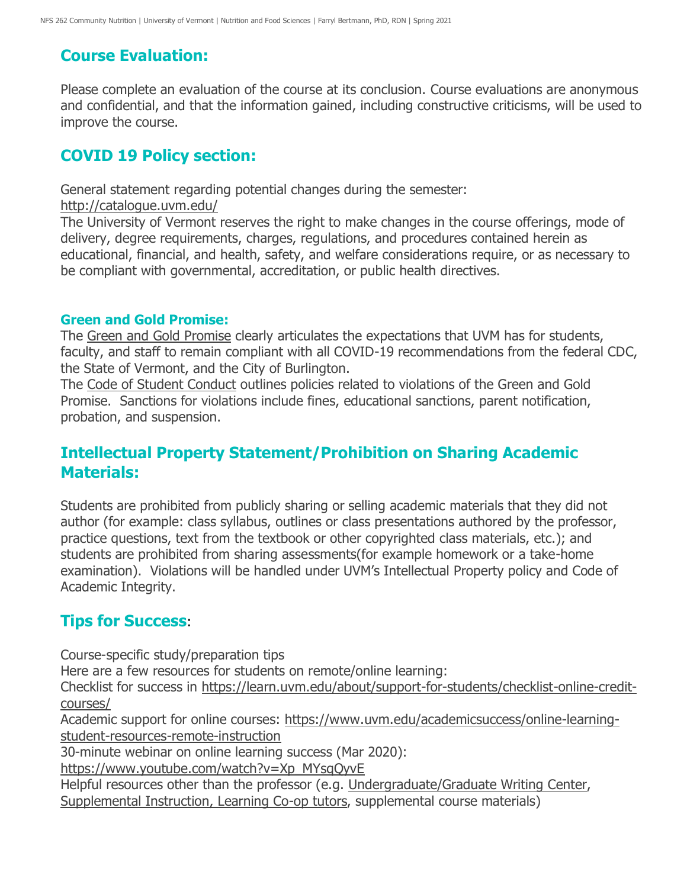## Course Evaluation:

Please complete an evaluation of the course at its conclusion. Course evaluations are anonymous and confidential, and that the information gained, including constructive criticisms, will be used to improve the course.

## COVID 19 Policy section:

General statement regarding potential changes during the semester:
http://catalogue.uvm.edu/
The University of Vermont reserves the right to make changes in the course offerings, mode of delivery, degree requirements, charges, regulations, and procedures contained herein as educational, financial, and health, safety, and welfare considerations require, or as necessary to be compliant with governmental, accreditation, or public health directives.

### Green and Gold Promise:

The Green and Gold Promise clearly articulates the expectations that UVM has for students, faculty, and staff to remain compliant with all COVID-19 recommendations from the federal CDC, the State of Vermont, and the City of Burlington.
The Code of Student Conduct outlines policies related to violations of the Green and Gold Promise. Sanctions for violations include fines, educational sanctions, parent notification, probation, and suspension.

## Intellectual Property Statement/Prohibition on Sharing Academic Materials:

Students are prohibited from publicly sharing or selling academic materials that they did not author (for example: class syllabus, outlines or class presentations authored by the professor, practice questions, text from the textbook or other copyrighted class materials, etc.); and students are prohibited from sharing assessments(for example homework or a take-home examination). Violations will be handled under UVM's Intellectual Property policy and Code of Academic Integrity.

## Tips for Success:

Course-specific study/preparation tips
Here are a few resources for students on remote/online learning:
Checklist for success in https://learn.uvm.edu/about/support-for-students/checklist-online-credit-courses/
Academic support for online courses: https://www.uvm.edu/academicsuccess/online-learning-student-resources-remote-instruction
30-minute webinar on online learning success (Mar 2020):
https://www.youtube.com/watch?v=Xp_MYsqQyvE
Helpful resources other than the professor (e.g. Undergraduate/Graduate Writing Center, Supplemental Instruction, Learning Co-op tutors, supplemental course materials)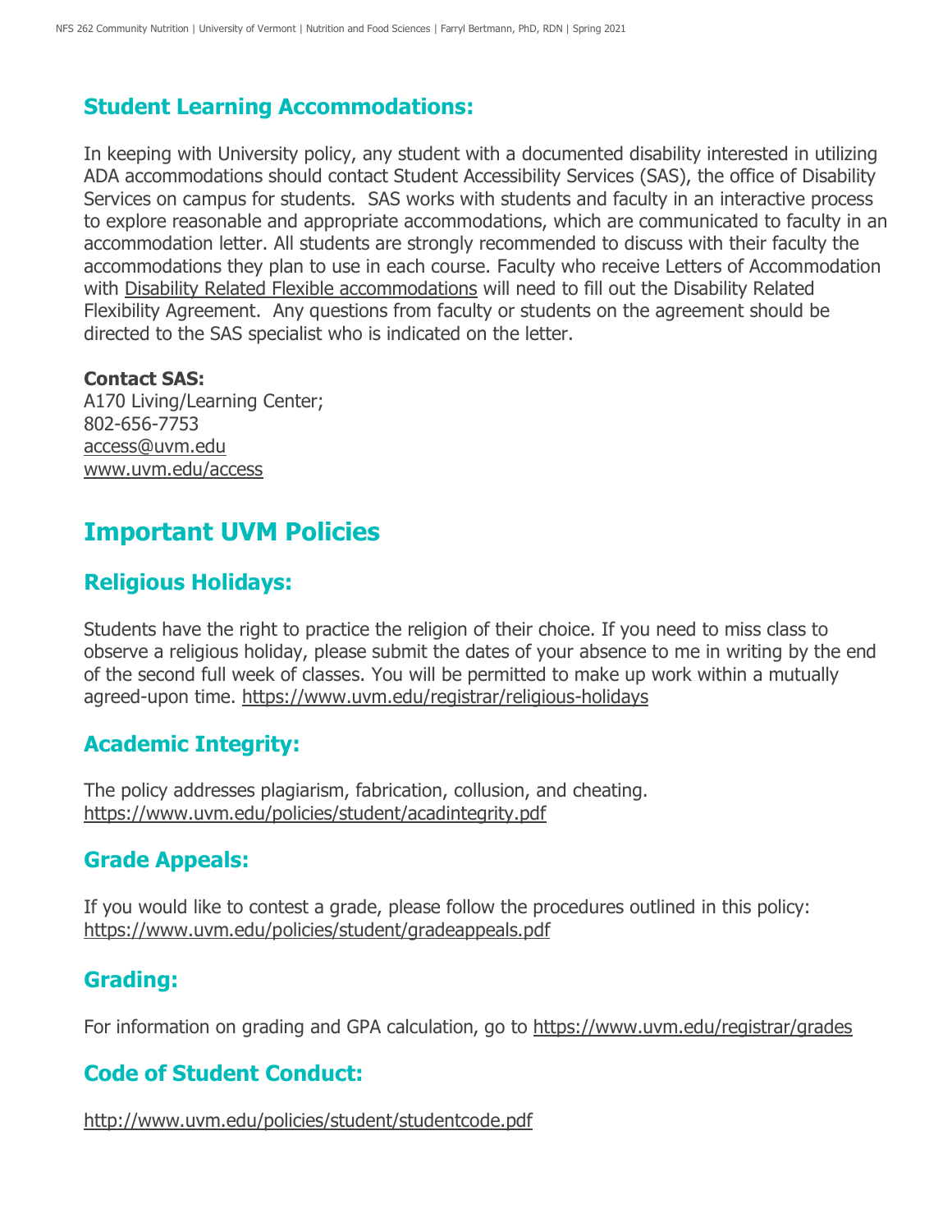## Student Learning Accommodations:

In keeping with University policy, any student with a documented disability interested in utilizing ADA accommodations should contact Student Accessibility Services (SAS), the office of Disability Services on campus for students. SAS works with students and faculty in an interactive process to explore reasonable and appropriate accommodations, which are communicated to faculty in an accommodation letter. All students are strongly recommended to discuss with their faculty the accommodations they plan to use in each course. Faculty who receive Letters of Accommodation with Disability Related Flexible accommodations will need to fill out the Disability Related Flexibility Agreement. Any questions from faculty or students on the agreement should be directed to the SAS specialist who is indicated on the letter.

**Contact SAS:**
A170 Living/Learning Center;
802-656-7753
access@uvm.edu
www.uvm.edu/access

# Important UVM Policies

## Religious Holidays:

Students have the right to practice the religion of their choice. If you need to miss class to observe a religious holiday, please submit the dates of your absence to me in writing by the end of the second full week of classes. You will be permitted to make up work within a mutually agreed-upon time. https://www.uvm.edu/registrar/religious-holidays

## Academic Integrity:

The policy addresses plagiarism, fabrication, collusion, and cheating.
https://www.uvm.edu/policies/student/acadintegrity.pdf

## Grade Appeals:

If you would like to contest a grade, please follow the procedures outlined in this policy:
https://www.uvm.edu/policies/student/gradeappeals.pdf

## Grading:

For information on grading and GPA calculation, go to https://www.uvm.edu/registrar/grades

## Code of Student Conduct:

http://www.uvm.edu/policies/student/studentcode.pdf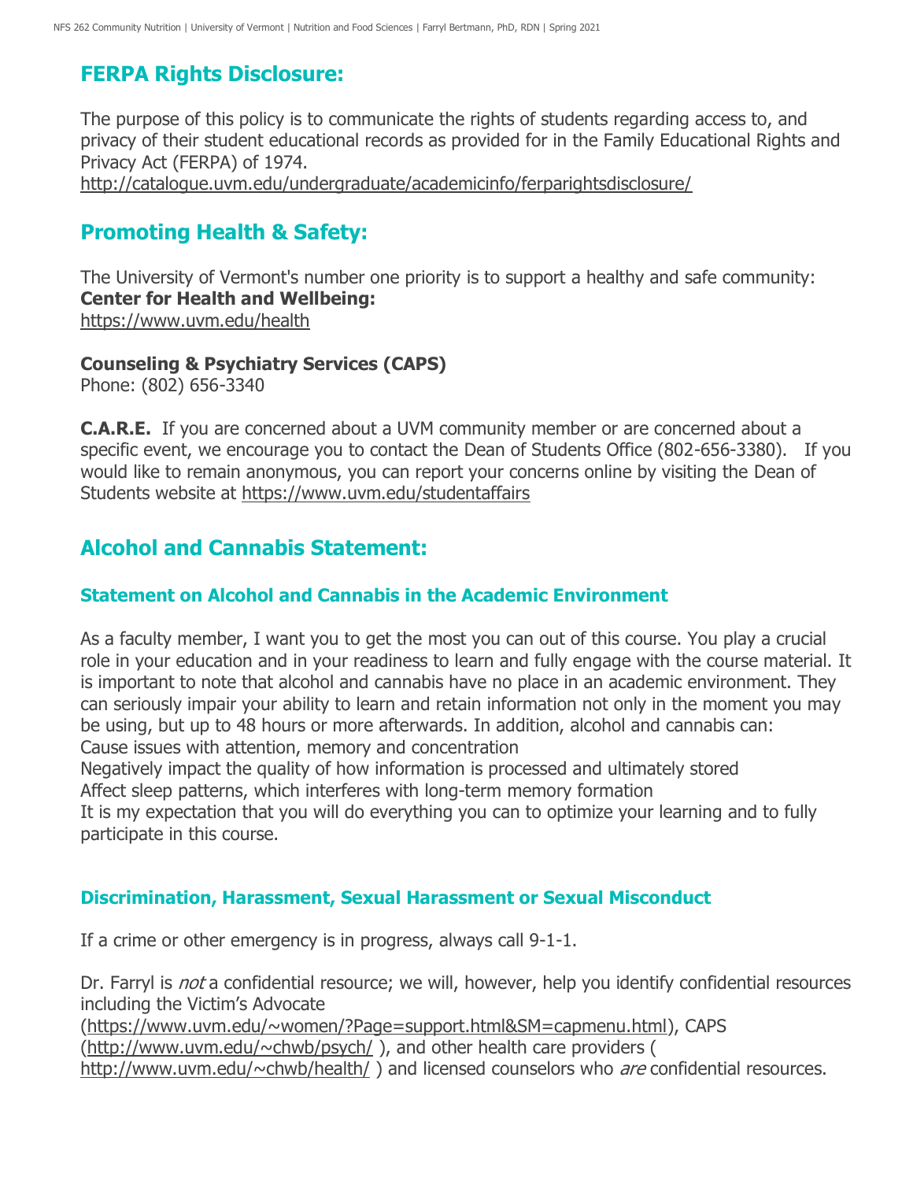## FERPA Rights Disclosure:

The purpose of this policy is to communicate the rights of students regarding access to, and privacy of their student educational records as provided for in the Family Educational Rights and Privacy Act (FERPA) of 1974.
http://catalogue.uvm.edu/undergraduate/academicinfo/ferparightsdisclosure/

## Promoting Health & Safety:

The University of Vermont's number one priority is to support a healthy and safe community:
**Center for Health and Wellbeing:**
https://www.uvm.edu/health

**Counseling & Psychiatry Services (CAPS)**
Phone: (802) 656-3340

**C.A.R.E.** If you are concerned about a UVM community member or are concerned about a specific event, we encourage you to contact the Dean of Students Office (802-656-3380). If you would like to remain anonymous, you can report your concerns online by visiting the Dean of Students website at https://www.uvm.edu/studentaffairs

## Alcohol and Cannabis Statement:

### Statement on Alcohol and Cannabis in the Academic Environment

As a faculty member, I want you to get the most you can out of this course. You play a crucial role in your education and in your readiness to learn and fully engage with the course material. It is important to note that alcohol and cannabis have no place in an academic environment. They can seriously impair your ability to learn and retain information not only in the moment you may be using, but up to 48 hours or more afterwards. In addition, alcohol and cannabis can:
Cause issues with attention, memory and concentration
Negatively impact the quality of how information is processed and ultimately stored
Affect sleep patterns, which interferes with long-term memory formation
It is my expectation that you will do everything you can to optimize your learning and to fully participate in this course.

### Discrimination, Harassment, Sexual Harassment or Sexual Misconduct

If a crime or other emergency is in progress, always call 9-1-1.

Dr. Farryl is *not* a confidential resource; we will, however, help you identify confidential resources including the Victim's Advocate (https://www.uvm.edu/~women/?Page=support.html&SM=capmenu.html), CAPS (http://www.uvm.edu/~chwb/psych/ ), and other health care providers ( http://www.uvm.edu/~chwb/health/ ) and licensed counselors who *are* confidential resources.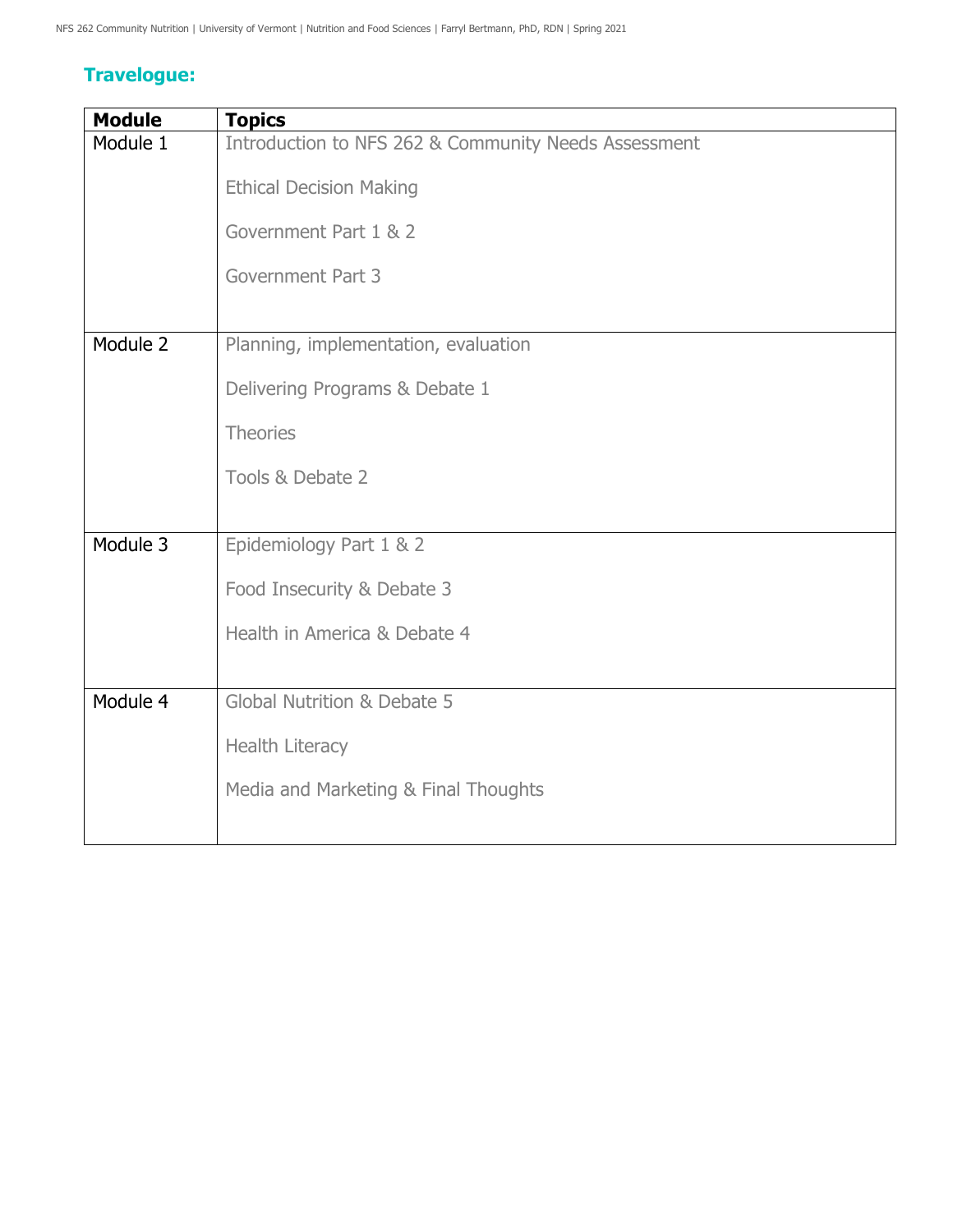## Travelogue:

| Module | Topics |
|---|---|
| Module 1 | Introduction to NFS 262 & Community Needs Assessment<br><br>Ethical Decision Making<br><br>Government Part 1 & 2<br><br>Government Part 3 |
| Module 2 | Planning, implementation, evaluation<br><br>Delivering Programs & Debate 1<br><br>Theories<br><br>Tools & Debate 2 |
| Module 3 | Epidemiology Part 1 & 2<br><br>Food Insecurity & Debate 3<br><br>Health in America & Debate 4 |
| Module 4 | Global Nutrition & Debate 5<br><br>Health Literacy<br><br>Media and Marketing & Final Thoughts |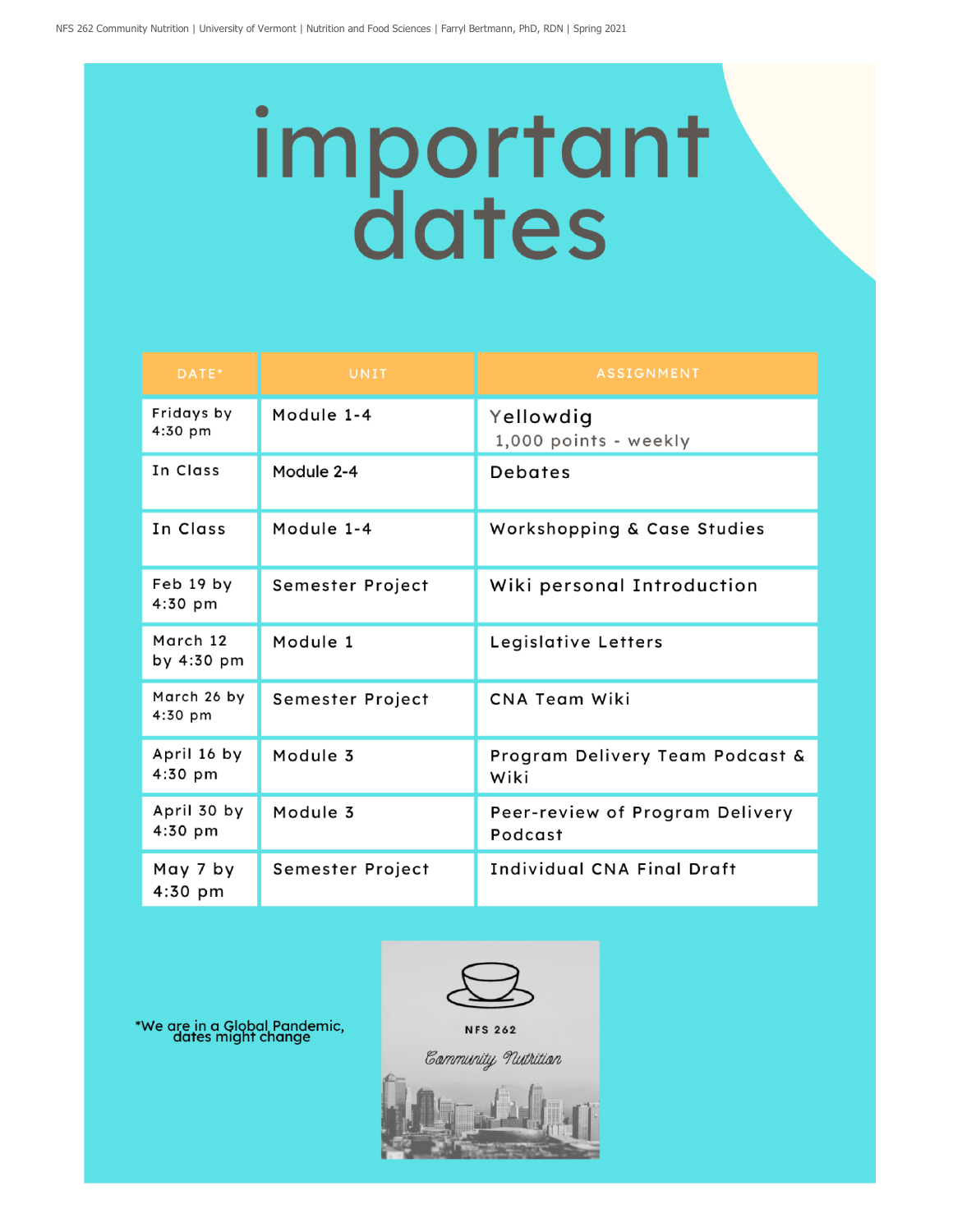# important dates

| DATE* | UNIT | ASSIGNMENT |
| --- | --- | --- |
| Fridays by 4:30 pm | Module 1-4 | Yellowdig 1,000 points - weekly |
| In Class | Module 2-4 | Debates |
| In Class | Module 1-4 | Workshopping & Case Studies |
| Feb 19 by 4:30 pm | Semester Project | Wiki personal Introduction |
| March 12 by 4:30 pm | Module 1 | Legislative Letters |
| March 26 by 4:30 pm | Semester Project | CNA Team Wiki |
| April 16 by 4:30 pm | Module 3 | Program Delivery Team Podcast & Wiki |
| April 30 by 4:30 pm | Module 3 | Peer-review of Program Delivery Podcast |
| May 7 by 4:30 pm | Semester Project | Individual CNA Final Draft |

*We are in a Global Pandemic, dates might change

NFS 262

Community Nutrition